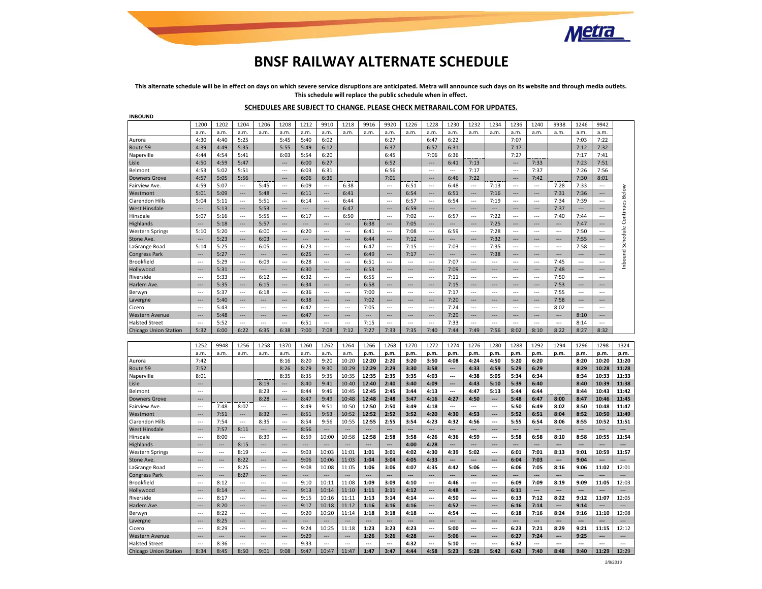# BNSF RAILWAY ALTERNATE SCHEDULE

**This alternate schedule will be in effect on days on which severe service disruptions are anticipated. Metra will announce such days on its website and through media outlets. This schedule will replace the public schedule when in effect.**

**SCHEDULES ARE SUBJECT TO CHANGE. PLEASE CHECK METRARAIL.COM FOR UPDATES.**

**INBOUND**

| | 1200 | 1202 | 1204 | 1206 | 1208 | 1212 | 9910 | 1218 | 9916 | 9920 | 1226 | 1228 | 1230 | 1232 | 1234 | 1236 | 1240 | 9938 | 1246 | 9942 |
|---|---|---|---|---|---|---|---|---|---|---|---|---|---|---|---|---|---|---|---|---|
| | a.m. | a.m. | a.m. | a.m. | a.m. | a.m. | a.m. | a.m. | a.m. | a.m. | a.m. | a.m. | a.m. | a.m. | a.m. | a.m. | a.m. | a.m. | a.m. | a.m. |
| Aurora | 4:30 | 4:40 | 5:25 | | 5:45 | 5:40 | 6:02 | | | 6:27 | | 6:47 | 6:22 | | | 7:07 | | | 7:03 | 7:22 |
| Route 59 | 4:39 | 4:49 | 5:35 | | 5:55 | 5:49 | 6:12 | | | 6:37 | | 6:57 | 6:31 | | | 7:17 | | | 7:12 | 7:32 |
| Naperville | 4:44 | 4:54 | 5:41 | | 6:03 | 5:54 | 6:20 | | | 6:45 | | 7:06 | 6:36 | | | 7:27 | | | 7:17 | 7:41 |
| Lisle | 4:50 | 4:59 | 5:47 | | --- | 6:00 | 6:27 | | | 6:52 | | --- | 6:41 | 7:13 | | --- | 7:33 | | 7:23 | 7:51 |
| Belmont | 4:53 | 5:02 | 5:51 | | --- | 6:03 | 6:31 | | | 6:56 | | --- | --- | 7:17 | | --- | 7:37 | | 7:26 | 7:56 |
| Downers Grove | 4:57 | 5:05 | 5:56 | | --- | 6:06 | 6:36 | | | 7:01 | | --- | 6:46 | 7:22 | | --- | 7:42 | | 7:30 | 8:01 |
| Fairview Ave. | 4:59 | 5:07 | --- | 5:45 | --- | 6:09 | --- | 6:38 | | --- | 6:51 | --- | 6:48 | --- | 7:13 | --- | --- | 7:28 | 7:33 | --- |
| Westmont | 5:01 | 5:09 | --- | 5:48 | --- | 6:11 | --- | 6:41 | | --- | 6:54 | --- | 6:51 | --- | 7:16 | --- | --- | 7:31 | 7:36 | --- |
| Clarendon Hills | 5:04 | 5:11 | --- | 5:51 | --- | 6:14 | --- | 6:44 | | --- | 6:57 | --- | 6:54 | --- | 7:19 | --- | --- | 7:34 | 7:39 | --- |
| West Hinsdale | --- | 5:13 | --- | 5:53 | --- | --- | --- | 6:47 | | --- | 6:59 | --- | --- | --- | --- | --- | --- | 7:37 | --- | --- |
| Hinsdale | 5:07 | 5:16 | --- | 5:55 | --- | 6:17 | --- | 6:50 | | --- | 7:02 | --- | 6:57 | --- | 7:22 | --- | --- | 7:40 | 7:44 | --- |
| Highlands | --- | 5:18 | --- | 5:57 | --- | --- | --- | --- | 6:38 | --- | 7:05 | --- | --- | --- | 7:25 | --- | --- | --- | 7:47 | --- |
| Western Springs | 5:10 | 5:20 | --- | 6:00 | --- | 6:20 | --- | --- | 6:41 | --- | 7:08 | --- | 6:59 | --- | 7:28 | --- | --- | --- | 7:50 | --- |
| Stone Ave. | --- | 5:23 | --- | 6:03 | --- | --- | --- | --- | 6:44 | --- | 7:12 | --- | --- | --- | 7:32 | --- | --- | --- | 7:55 | --- |
| LaGrange Road | 5:14 | 5:25 | --- | 6:05 | --- | 6:23 | --- | --- | 6:47 | --- | 7:15 | --- | 7:03 | --- | 7:35 | --- | --- | --- | 7:58 | --- |
| Congress Park | --- | 5:27 | --- | --- | --- | 6:25 | --- | --- | 6:49 | --- | 7:17 | --- | --- | --- | 7:38 | --- | --- | --- | --- | --- |
| Brookfield | --- | 5:29 | --- | 6:09 | --- | 6:28 | --- | --- | 6:51 | --- | --- | --- | 7:07 | --- | --- | --- | --- | 7:45 | --- | --- |
| Hollywood | --- | 5:31 | --- | --- | --- | 6:30 | --- | --- | 6:53 | --- | --- | --- | 7:09 | --- | --- | --- | --- | 7:48 | --- | --- |
| Riverside | --- | 5:33 | --- | 6:12 | --- | 6:32 | --- | --- | 6:55 | --- | --- | --- | 7:11 | --- | --- | --- | --- | 7:50 | --- | --- |
| Harlem Ave. | --- | 5:35 | --- | 6:15 | --- | 6:34 | --- | --- | 6:58 | --- | --- | --- | 7:15 | --- | --- | --- | --- | 7:53 | --- | --- |
| Berwyn | --- | 5:37 | --- | 6:18 | --- | 6:36 | --- | --- | 7:00 | --- | --- | --- | 7:17 | --- | --- | --- | --- | 7:55 | --- | --- |
| Lavergne | --- | 5:40 | --- | --- | --- | 6:38 | --- | --- | 7:02 | --- | --- | --- | 7:20 | --- | --- | --- | --- | 7:58 | --- | --- |
| Cicero | --- | 5:43 | --- | --- | --- | 6:42 | --- | --- | 7:05 | --- | --- | --- | 7:24 | --- | --- | --- | --- | 8:02 | --- | --- |
| Western Avenue | --- | 5:48 | --- | --- | --- | 6:47 | --- | --- | --- | --- | --- | --- | 7:29 | --- | --- | --- | --- | --- | 8:10 | --- |
| Halsted Street | --- | 5:52 | --- | --- | --- | 6:51 | --- | --- | 7:15 | --- | --- | --- | 7:33 | --- | --- | --- | --- | --- | 8:14 | --- |
| Chicago Union Station | 5:32 | 6:00 | 6:22 | 6:35 | 6:38 | 7:00 | 7:08 | 7:12 | 7:27 | 7:33 | 7:35 | 7:40 | 7:44 | 7:49 | 7:56 | 8:02 | 8:10 | 8:22 | 8:27 | 8:32 |

Inbound Schedule Continues Below

| | 1252 | 9948 | 1256 | 1258 | 1370 | 1260 | 1262 | 1264 | 1266 | 1268 | 1270 | 1272 | 1274 | 1276 | 1280 | 1288 | 1292 | 1294 | 1296 | 1298 | 1324 |
|---|---|---|---|---|---|---|---|---|---|---|---|---|---|---|---|---|---|---|---|---|---|
| | a.m. | a.m. | a.m. | a.m. | a.m. | a.m. | a.m. | a.m. | **p.m.** | **p.m.** | **p.m.** | **p.m.** | **p.m.** | **p.m.** | **p.m.** | **p.m.** | **p.m.** | **p.m.** | **p.m.** | **p.m.** | **p.m.** |
| Aurora | 7:42 | | | | 8:16 | 8:20 | 9:20 | 10:20 | **12:20** | **2:20** | **3:20** | **3:50** | **4:08** | **4:24** | **4:50** | **5:20** | **6:20** | | **8:20** | **10:20** | **11:20** |
| Route 59 | 7:52 | | | | 8:26 | 8:29 | 9:30 | 10:29 | **12:29** | **2:29** | **3:30** | **3:58** | **---** | **4:33** | **4:59** | **5:29** | **6:29** | | **8:29** | **10:28** | **11:28** |
| Naperville | 8:01 | | | | 8:35 | 8:35 | 9:35 | 10:35 | **12:35** | **2:35** | **3:35** | **4:03** | **---** | **4:38** | **5:05** | **5:34** | **6:34** | | **8:34** | **10:33** | **11:33** |
| Lisle | --- | | | 8:19 | --- | 8:40 | 9:41 | 10:40 | **12:40** | **2:40** | **3:40** | **4:09** | **---** | **4:43** | **5:10** | **5:39** | **6:40** | | **8:40** | **10:39** | **11:38** |
| Belmont | --- | | | 8:23 | --- | 8:44 | 9:46 | 10:45 | **12:45** | **2:45** | **3:44** | **4:13** | **---** | **4:47** | **5:13** | **5:44** | **6:44** | | **8:44** | **10:43** | **11:42** |
| Downers Grove | --- | | | 8:28 | --- | 8:47 | 9:49 | 10:48 | **12:48** | **2:48** | **3:47** | **4:16** | **4:27** | **4:50** | **---** | **5:48** | **6:47** | **8:00** | **8:47** | **10:46** | **11:45** |
| Fairview Ave. | --- | 7:48 | 8:07 | --- | --- | 8:49 | 9:51 | 10:50 | **12:50** | **2:50** | **3:49** | **4:18** | **---** | **---** | **---** | **5:50** | **6:49** | **8:02** | **8:50** | **10:48** | **11:47** |
| Westmont | --- | 7:51 | --- | 8:32 | --- | 8:51 | 9:53 | 10:52 | **12:52** | **2:52** | **3:52** | **4:20** | **4:30** | **4:53** | **---** | **5:52** | **6:51** | **8:04** | **8:52** | **10:50** | **11:49** |
| Clarendon Hills | --- | 7:54 | --- | 8:35 | --- | 8:54 | 9:56 | 10:55 | **12:55** | **2:55** | **3:54** | **4:23** | **4:32** | **4:56** | **---** | **5:55** | **6:54** | **8:06** | **8:55** | **10:52** | **11:51** |
| West Hinsdale | --- | 7:57 | 8:11 | --- | --- | 8:56 | --- | --- | **---** | **---** | **---** | **---** | **---** | **---** | **---** | **---** | **---** | **---** | **---** | **---** | --- |
| Hinsdale | --- | 8:00 | --- | 8:39 | --- | 8:59 | 10:00 | 10:58 | **12:58** | **2:58** | **3:58** | **4:26** | **4:36** | **4:59** | **---** | **5:58** | **6:58** | **8:10** | **8:58** | **10:55** | **11:54** |
| Highlands | --- | --- | 8:15 | --- | --- | --- | --- | --- | **---** | **---** | **4:00** | **4:28** | **---** | **---** | **---** | **---** | **---** | **---** | **---** | **---** | --- |
| Western Springs | --- | --- | 8:19 | --- | --- | 9:03 | 10:03 | 11:01 | **1:01** | **3:01** | **4:02** | **4:30** | **4:39** | **5:02** | **---** | **6:01** | **7:01** | **8:13** | **9:01** | **10:59** | **11:57** |
| Stone Ave. | --- | --- | 8:22 | --- | --- | 9:06 | 10:06 | 11:03 | **1:04** | **3:04** | **4:05** | **4:33** | **---** | **---** | **---** | **6:04** | **7:03** | **---** | **9:04** | **---** | --- |
| LaGrange Road | --- | --- | 8:25 | --- | --- | 9:08 | 10:08 | 11:05 | **1:06** | **3:06** | **4:07** | **4:35** | **4:42** | **5:06** | **---** | **6:06** | **7:05** | **8:16** | **9:06** | **11:02** | 12:01 |
| Congress Park | --- | --- | 8:27 | --- | --- | --- | --- | --- | **---** | **---** | **---** | **---** | **---** | **---** | **---** | **---** | **---** | **---** | **---** | **---** | --- |
| Brookfield | --- | 8:12 | --- | --- | --- | 9:10 | 10:11 | 11:08 | **1:09** | **3:09** | **4:10** | **---** | **4:46** | **---** | **---** | **6:09** | **7:09** | **8:19** | **9:09** | **11:05** | 12:03 |
| Hollywood | --- | 8:14 | --- | --- | --- | 9:13 | 10:14 | 11:10 | **1:11** | **3:11** | **4:12** | **---** | **4:48** | **---** | **---** | **6:11** | **---** | **---** | **---** | **---** | --- |
| Riverside | --- | 8:17 | --- | --- | --- | 9:15 | 10:16 | 11:11 | **1:13** | **3:14** | **4:14** | **---** | **4:50** | **---** | **---** | **6:13** | **7:12** | **8:22** | **9:12** | **11:07** | 12:05 |
| Harlem Ave. | --- | 8:20 | --- | --- | --- | 9:17 | 10:18 | 11:12 | **1:16** | **3:16** | **4:16** | **---** | **4:52** | **---** | **---** | **6:16** | **7:14** | **---** | **9:14** | **---** | --- |
| Berwyn | --- | 8:22 | --- | --- | --- | 9:20 | 10:20 | 11:14 | **1:18** | **3:18** | **4:18** | **---** | **4:54** | **---** | **---** | **6:18** | **7:16** | **8:24** | **9:16** | **11:10** | 12:08 |
| Lavergne | --- | 8:25 | --- | --- | --- | --- | --- | --- | **---** | **---** | **---** | **---** | **---** | **---** | **---** | **---** | **---** | **---** | **---** | **---** | --- |
| Cicero | --- | 8:29 | --- | --- | --- | 9:24 | 10:25 | 11:18 | **1:23** | **3:23** | **4:23** | **---** | **5:00** | **---** | **---** | **6:23** | **7:21** | **8:29** | **9:21** | **11:15** | 12:12 |
| Western Avenue | --- | --- | --- | --- | --- | 9:29 | --- | --- | **1:26** | **3:26** | **4:28** | **---** | **5:06** | **---** | **---** | **6:27** | **7:24** | **---** | **9:25** | **---** | --- |
| Halsted Street | --- | 8:36 | --- | --- | --- | 9:33 | --- | --- | **---** | **---** | **4:32** | **---** | **5:10** | **---** | **---** | **6:32** | **---** | **---** | **---** | **---** | --- |
| Chicago Union Station | 8:34 | 8:45 | 8:50 | 9:01 | 9:08 | 9:47 | 10:47 | 11:47 | **1:47** | **3:47** | **4:44** | **4:58** | **5:23** | **5:28** | **5:42** | **6:42** | **7:40** | **8:48** | **9:40** | **11:29** | 12:29 |

2/8/2018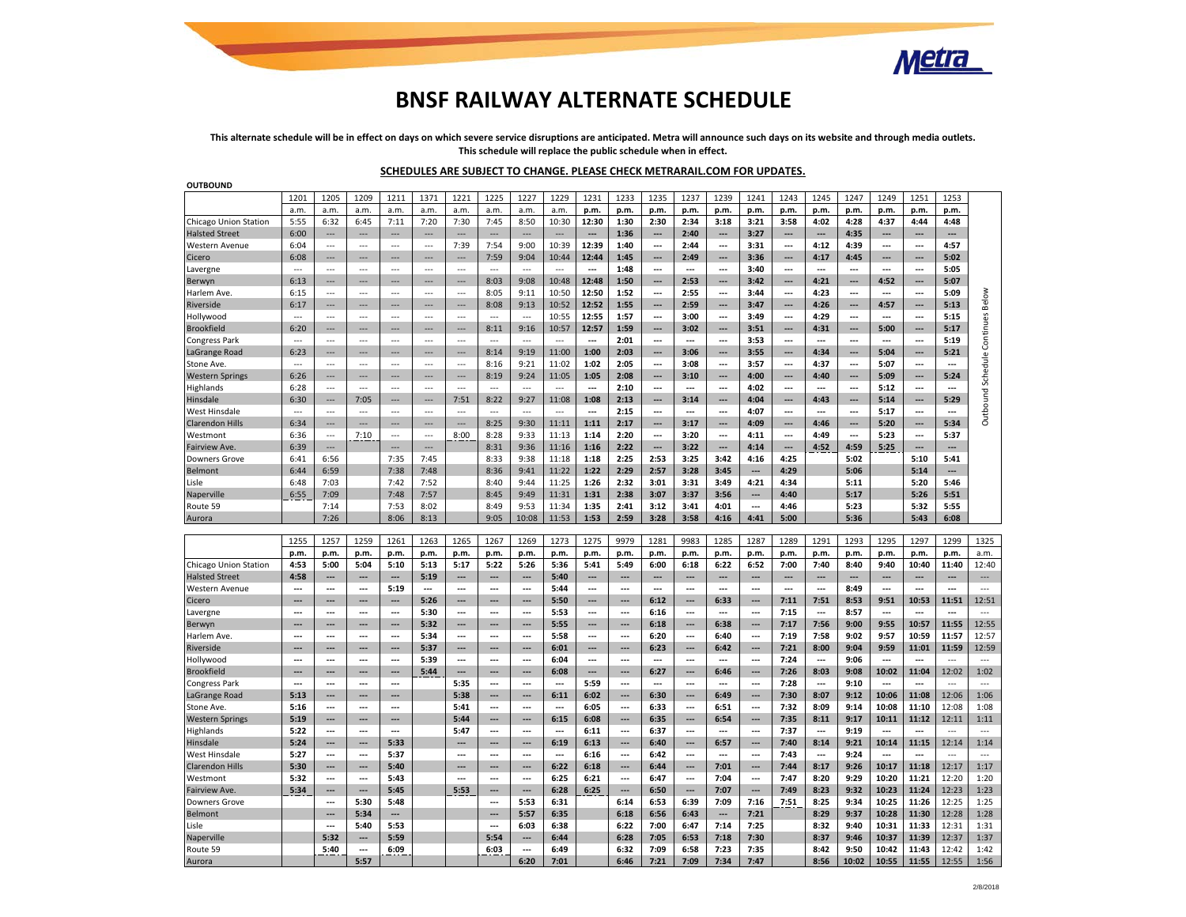# BNSF RAILWAY ALTERNATE SCHEDULE

**This alternate schedule will be in effect on days on which severe service disruptions are anticipated. Metra will announce such days on its website and through media outlets. This schedule will replace the public schedule when in effect.**

**SCHEDULES ARE SUBJECT TO CHANGE. PLEASE CHECK METRARAIL.COM FOR UPDATES.**

**OUTBOUND**

| | 1201 | 1205 | 1209 | 1211 | 1371 | 1221 | 1225 | 1227 | 1229 | 1231 | 1233 | 1235 | 1237 | 1239 | 1241 | 1243 | 1245 | 1247 | 1249 | 1251 | 1253 |
|---|---|---|---|---|---|---|---|---|---|---|---|---|---|---|---|---|---|---|---|---|---|
| | a.m. | a.m. | a.m. | a.m. | a.m. | a.m. | a.m. | a.m. | a.m. | p.m. | p.m. | p.m. | p.m. | p.m. | p.m. | p.m. | p.m. | p.m. | p.m. | p.m. | p.m. |
| Chicago Union Station | 5:55 | 6:32 | 6:45 | 7:11 | 7:20 | 7:30 | 7:45 | 8:50 | 10:30 | 12:30 | 1:30 | 2:30 | 2:34 | 3:18 | 3:21 | 3:58 | 4:02 | 4:28 | 4:37 | 4:44 | 4:48 |
| Halsted Street | 6:00 | --- | --- | --- | --- | --- | --- | --- | --- | --- | 1:36 | --- | 2:40 | --- | 3:27 | --- | --- | 4:35 | --- | --- | --- |
| Western Avenue | 6:04 | --- | --- | --- | --- | 7:39 | 7:54 | 9:00 | 10:39 | 12:39 | 1:40 | --- | 2:44 | --- | 3:31 | --- | 4:12 | 4:39 | --- | --- | 4:57 |
| Cicero | 6:08 | --- | --- | --- | --- | --- | 7:59 | 9:04 | 10:44 | 12:44 | 1:45 | --- | 2:49 | --- | 3:36 | --- | 4:17 | 4:45 | --- | --- | 5:02 |
| Lavergne | --- | --- | --- | --- | --- | --- | --- | --- | --- | --- | 1:48 | --- | --- | --- | 3:40 | --- | --- | --- | --- | --- | 5:05 |
| Berwyn | 6:13 | --- | --- | --- | --- | --- | 8:03 | 9:08 | 10:48 | 12:48 | 1:50 | --- | 2:53 | --- | 3:42 | --- | 4:21 | --- | 4:52 | --- | 5:07 |
| Harlem Ave. | 6:15 | --- | --- | --- | --- | --- | 8:05 | 9:11 | 10:50 | 12:50 | 1:52 | --- | 2:55 | --- | 3:44 | --- | 4:23 | --- | --- | --- | 5:09 |
| Riverside | 6:17 | --- | --- | --- | --- | --- | 8:08 | 9:13 | 10:52 | 12:52 | 1:55 | --- | 2:59 | --- | 3:47 | --- | 4:26 | --- | 4:57 | --- | 5:13 |
| Hollywood | --- | --- | --- | --- | --- | --- | --- | --- | 10:55 | 12:55 | 1:57 | --- | 3:00 | --- | 3:49 | --- | 4:29 | --- | --- | --- | 5:15 |
| Brookfield | 6:20 | --- | --- | --- | --- | --- | 8:11 | 9:16 | 10:57 | 12:57 | 1:59 | --- | 3:02 | --- | 3:51 | --- | 4:31 | --- | 5:00 | --- | 5:17 |
| Congress Park | --- | --- | --- | --- | --- | --- | --- | --- | --- | --- | 2:01 | --- | --- | --- | 3:53 | --- | --- | --- | --- | --- | 5:19 |
| LaGrange Road | 6:23 | --- | --- | --- | --- | --- | 8:14 | 9:19 | 11:00 | 1:00 | 2:03 | --- | 3:06 | --- | 3:55 | --- | 4:34 | --- | 5:04 | --- | 5:21 |
| Stone Ave. | --- | --- | --- | --- | --- | --- | 8:16 | 9:21 | 11:02 | 1:02 | 2:05 | --- | 3:08 | --- | 3:57 | --- | 4:37 | --- | 5:07 | --- | --- |
| Western Springs | 6:26 | --- | --- | --- | --- | --- | 8:19 | 9:24 | 11:05 | 1:05 | 2:08 | --- | 3:10 | --- | 4:00 | --- | 4:40 | --- | 5:09 | --- | 5:24 |
| Highlands | 6:28 | --- | --- | --- | --- | --- | --- | --- | --- | --- | 2:10 | --- | --- | --- | 4:02 | --- | --- | --- | 5:12 | --- | --- |
| Hinsdale | 6:30 | --- | 7:05 | --- | --- | 7:51 | 8:22 | 9:27 | 11:08 | 1:08 | 2:13 | --- | 3:14 | --- | 4:04 | --- | 4:43 | --- | 5:14 | --- | 5:29 |
| West Hinsdale | --- | --- | --- | --- | --- | --- | --- | --- | --- | --- | 2:15 | --- | --- | --- | 4:07 | --- | --- | --- | 5:17 | --- | --- |
| Clarendon Hills | 6:34 | --- | --- | --- | --- | --- | 8:25 | 9:30 | 11:11 | 1:11 | 2:17 | --- | 3:17 | --- | 4:09 | --- | 4:46 | --- | 5:20 | --- | 5:34 |
| Westmont | 6:36 | --- | 7:10 | --- | --- | 8:00 | 8:28 | 9:33 | 11:13 | 1:14 | 2:20 | --- | 3:20 | --- | 4:11 | --- | 4:49 | --- | 5:23 | --- | 5:37 |
| Fairview Ave. | 6:39 | --- | | --- | --- | | 8:31 | 9:36 | 11:16 | 1:16 | 2:22 | --- | 3:22 | --- | 4:14 | --- | 4:52 | 4:59 | 5:25 | --- | --- |
| Downers Grove | 6:41 | 6:56 | | 7:35 | 7:45 | | 8:33 | 9:38 | 11:18 | 1:18 | 2:25 | 2:53 | 3:25 | 3:42 | 4:16 | 4:25 | | 5:02 | | 5:10 | 5:41 |
| Belmont | 6:44 | 6:59 | | 7:38 | 7:48 | | 8:36 | 9:41 | 11:22 | 1:22 | 2:29 | 2:57 | 3:28 | 3:45 | --- | 4:29 | | 5:06 | | 5:14 | --- |
| Lisle | 6:48 | 7:03 | | 7:42 | 7:52 | | 8:40 | 9:44 | 11:25 | 1:26 | 2:32 | 3:01 | 3:31 | 3:49 | 4:21 | 4:34 | | 5:11 | | 5:20 | 5:46 |
| Naperville | 6:55 | 7:09 | | 7:48 | 7:57 | | 8:45 | 9:49 | 11:31 | 1:31 | 2:38 | 3:07 | 3:37 | 3:56 | --- | 4:40 | | 5:17 | | 5:26 | 5:51 |
| Route 59 | | 7:14 | | 7:53 | 8:02 | | 8:49 | 9:53 | 11:34 | 1:35 | 2:41 | 3:12 | 3:41 | 4:01 | --- | 4:46 | | 5:23 | | 5:32 | 5:55 |
| Aurora | | 7:26 | | 8:06 | 8:13 | | 9:05 | 10:08 | 11:53 | 1:53 | 2:59 | 3:28 | 3:58 | 4:16 | 4:41 | 5:00 | | 5:36 | | 5:43 | 6:08 |

Outbound Schedule Continues Below

| | 1255 | 1257 | 1259 | 1261 | 1263 | 1265 | 1267 | 1269 | 1273 | 1275 | 9979 | 1281 | 9983 | 1285 | 1287 | 1289 | 1291 | 1293 | 1295 | 1297 | 1299 | 1325 |
|---|---|---|---|---|---|---|---|---|---|---|---|---|---|---|---|---|---|---|---|---|---|---|
| | p.m. | p.m. | p.m. | p.m. | p.m. | p.m. | p.m. | p.m. | p.m. | p.m. | p.m. | p.m. | p.m. | p.m. | p.m. | p.m. | p.m. | p.m. | p.m. | p.m. | p.m. | a.m. |
| Chicago Union Station | 4:53 | 5:00 | 5:04 | 5:10 | 5:13 | 5:17 | 5:22 | 5:26 | 5:36 | 5:41 | 5:49 | 6:00 | 6:18 | 6:22 | 6:52 | 7:00 | 7:40 | 8:40 | 9:40 | 10:40 | 11:40 | 12:40 |
| Halsted Street | 4:58 | --- | --- | --- | 5:19 | --- | --- | --- | 5:40 | --- | --- | --- | --- | --- | --- | --- | --- | --- | --- | --- | --- | --- |
| Western Avenue | --- | --- | --- | 5:19 | --- | --- | --- | --- | 5:44 | --- | --- | --- | --- | --- | --- | --- | --- | 8:49 | --- | --- | --- | --- |
| Cicero | --- | --- | --- | --- | 5:26 | --- | --- | --- | 5:50 | --- | --- | 6:12 | --- | 6:33 | --- | 7:11 | 7:51 | 8:53 | 9:51 | 10:53 | 11:51 | 12:51 |
| Lavergne | --- | --- | --- | --- | 5:30 | --- | --- | --- | 5:53 | --- | --- | 6:16 | --- | --- | --- | 7:15 | --- | 8:57 | --- | --- | --- | --- |
| Berwyn | --- | --- | --- | --- | 5:32 | --- | --- | --- | 5:55 | --- | --- | 6:18 | --- | 6:38 | --- | 7:17 | 7:56 | 9:00 | 9:55 | 10:57 | 11:55 | 12:55 |
| Harlem Ave. | --- | --- | --- | --- | 5:34 | --- | --- | --- | 5:58 | --- | --- | 6:20 | --- | 6:40 | --- | 7:19 | 7:58 | 9:02 | 9:57 | 10:59 | 11:57 | 12:57 |
| Riverside | --- | --- | --- | --- | 5:37 | --- | --- | --- | 6:01 | --- | --- | 6:23 | --- | 6:42 | --- | 7:21 | 8:00 | 9:04 | 9:59 | 11:01 | 11:59 | 12:59 |
| Hollywood | --- | --- | --- | --- | 5:39 | --- | --- | --- | 6:04 | --- | --- | --- | --- | --- | --- | 7:24 | --- | 9:06 | --- | --- | --- | --- |
| Brookfield | --- | --- | --- | --- | 5:44 | --- | --- | --- | 6:08 | --- | --- | 6:27 | --- | 6:46 | --- | 7:26 | 8:03 | 9:08 | 10:02 | 11:04 | 12:02 | 1:02 |
| Congress Park | --- | --- | --- | --- | | 5:35 | --- | --- | --- | 5:59 | --- | --- | --- | --- | --- | 7:28 | --- | 9:10 | --- | --- | --- | --- |
| LaGrange Road | 5:13 | --- | --- | --- | | 5:38 | --- | --- | 6:11 | 6:02 | --- | 6:30 | --- | 6:49 | --- | 7:30 | 8:07 | 9:12 | 10:06 | 11:08 | 12:06 | 1:06 |
| Stone Ave. | 5:16 | --- | --- | --- | | 5:41 | --- | --- | --- | 6:05 | --- | 6:33 | --- | 6:51 | --- | 7:32 | 8:09 | 9:14 | 10:08 | 11:10 | 12:08 | 1:08 |
| Western Springs | 5:19 | --- | --- | --- | | 5:44 | --- | --- | 6:15 | 6:08 | --- | 6:35 | --- | 6:54 | --- | 7:35 | 8:11 | 9:17 | 10:11 | 11:12 | 12:11 | 1:11 |
| Highlands | 5:22 | --- | --- | --- | | 5:47 | --- | --- | --- | 6:11 | --- | 6:37 | --- | --- | --- | 7:37 | --- | 9:19 | --- | --- | --- | --- |
| Hinsdale | 5:24 | --- | --- | 5:33 | | --- | --- | --- | 6:19 | 6:13 | --- | 6:40 | --- | 6:57 | --- | 7:40 | 8:14 | 9:21 | 10:14 | 11:15 | 12:14 | 1:14 |
| West Hinsdale | 5:27 | --- | --- | 5:37 | | --- | --- | --- | --- | 6:16 | --- | 6:42 | --- | --- | --- | 7:43 | --- | 9:24 | --- | --- | --- | --- |
| Clarendon Hills | 5:30 | --- | --- | 5:40 | | --- | --- | --- | 6:22 | 6:18 | --- | 6:44 | --- | 7:01 | --- | 7:44 | 8:17 | 9:26 | 10:17 | 11:18 | 12:17 | 1:17 |
| Westmont | 5:32 | --- | --- | 5:43 | | --- | --- | --- | 6:25 | 6:21 | --- | 6:47 | --- | 7:04 | --- | 7:47 | 8:20 | 9:29 | 10:20 | 11:21 | 12:20 | 1:20 |
| Fairview Ave. | 5:34 | --- | --- | 5:45 | | 5:53 | --- | --- | 6:28 | 6:25 | --- | 6:50 | --- | 7:07 | --- | 7:49 | 8:23 | 9:32 | 10:23 | 11:24 | 12:23 | 1:23 |
| Downers Grove | | --- | 5:30 | 5:48 | | | --- | 5:53 | 6:31 | | 6:14 | 6:53 | 6:39 | 7:09 | 7:16 | 7:51 | 8:25 | 9:34 | 10:25 | 11:26 | 12:25 | 1:25 |
| Belmont | | --- | 5:34 | --- | | | --- | 5:57 | 6:35 | | 6:18 | 6:56 | 6:43 | --- | 7:21 | | 8:29 | 9:37 | 10:28 | 11:30 | 12:28 | 1:28 |
| Lisle | | --- | 5:40 | 5:53 | | | --- | 6:03 | 6:38 | | 6:22 | 7:00 | 6:47 | 7:14 | 7:25 | | 8:32 | 9:40 | 10:31 | 11:33 | 12:31 | 1:31 |
| Naperville | | 5:32 | --- | 5:59 | | | 5:54 | --- | 6:44 | | 6:28 | 7:05 | 6:53 | 7:18 | 7:30 | | 8:37 | 9:46 | 10:37 | 11:39 | 12:37 | 1:37 |
| Route 59 | | 5:40 | --- | 6:09 | | | 6:03 | --- | 6:49 | | 6:32 | 7:09 | 6:58 | 7:23 | 7:35 | | 8:42 | 9:50 | 10:42 | 11:43 | 12:42 | 1:42 |
| Aurora | | | 5:57 | | | | | 6:20 | 7:01 | | 6:46 | 7:21 | 7:09 | 7:34 | 7:47 | | 8:56 | 10:02 | 10:55 | 11:55 | 12:55 | 1:56 |

2/8/2018